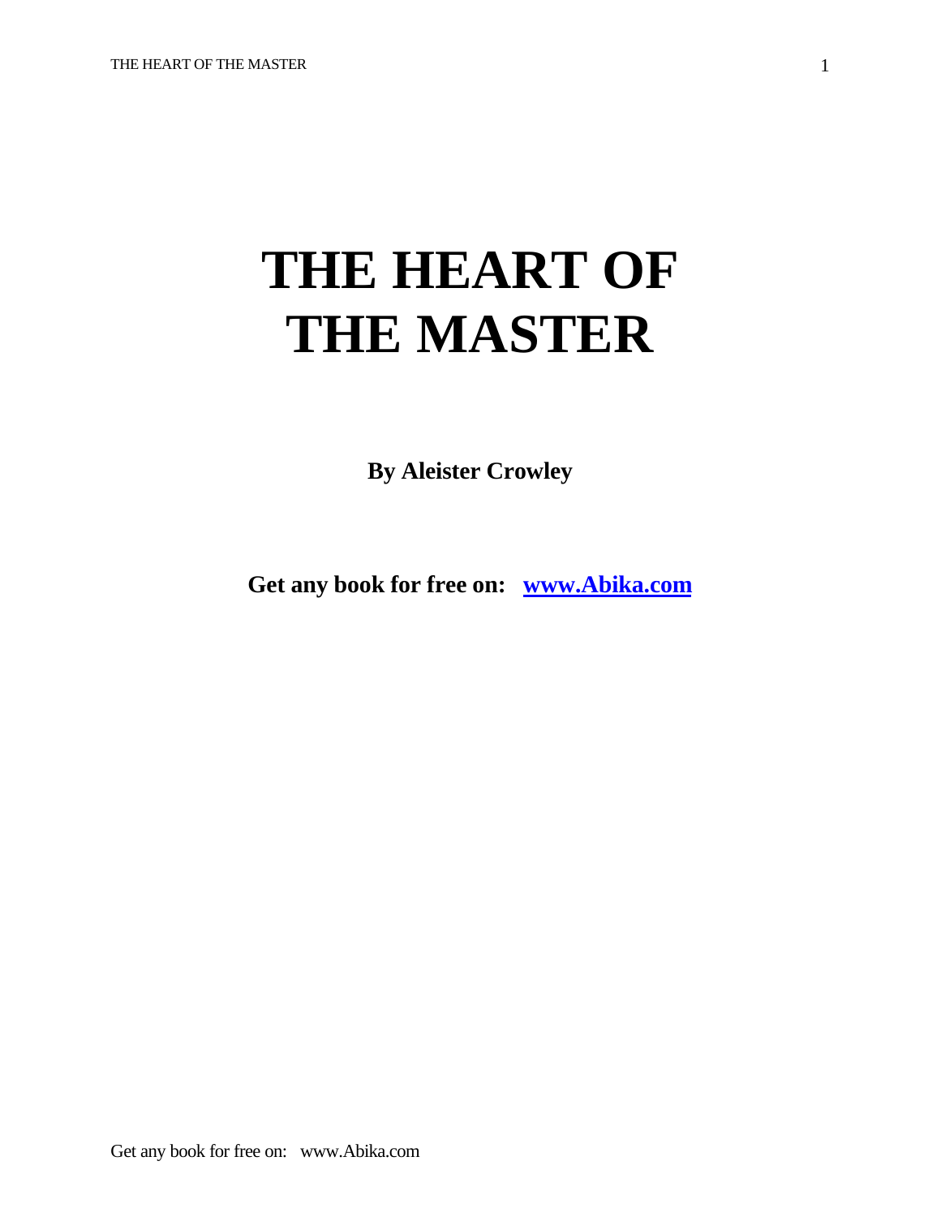# THE HEART OF THE MASTER

**By Aleister Crowley**

**Get any book for free on: [www.Abika.com](http://www.Abika.com)**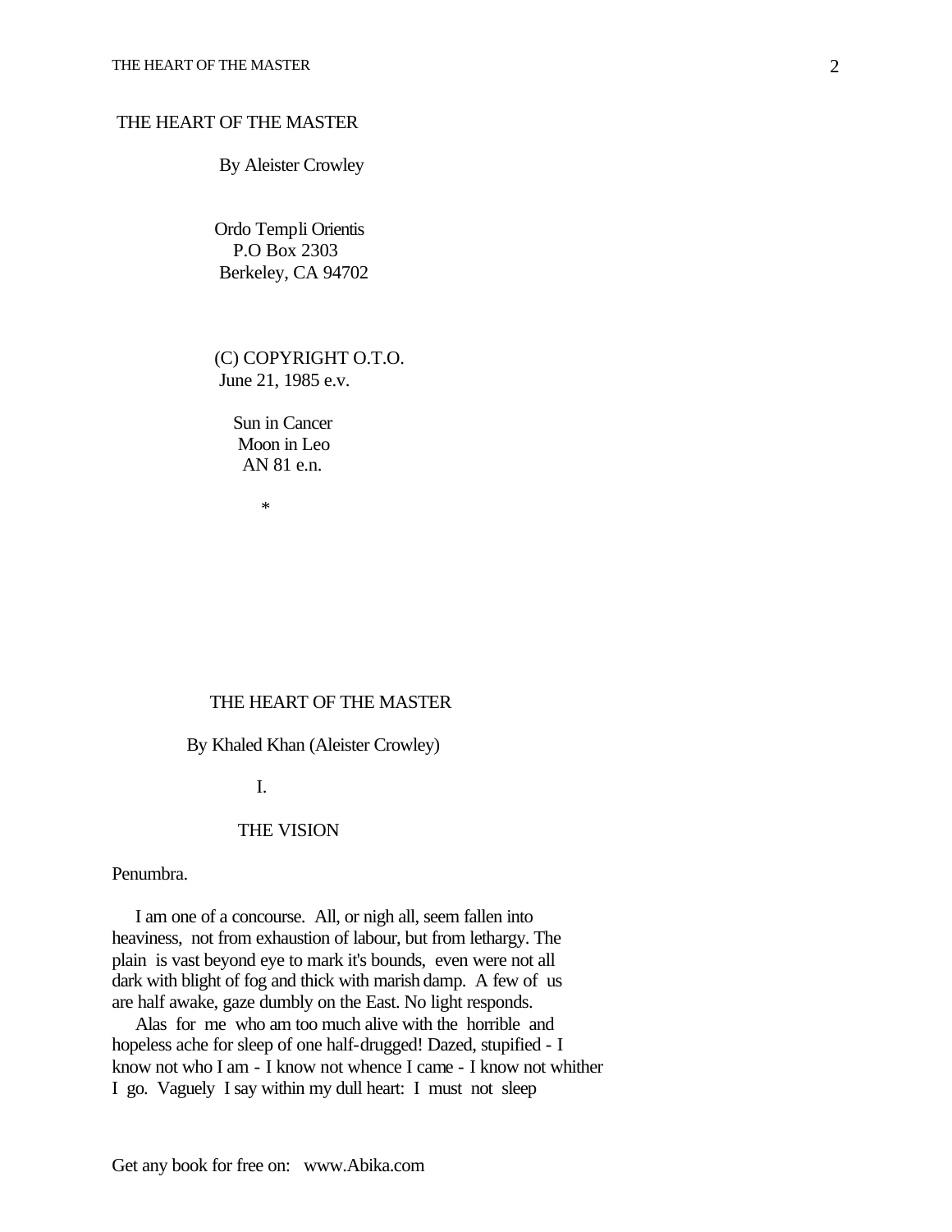# THE HEART OF THE MASTER

By Aleister Crowley

Ordo Templi Orientis
P.O Box 2303
Berkeley, CA 94702

(C) COPYRIGHT O.T.O.
June 21, 1985 e.v.

Sun in Cancer
Moon in Leo
AN 81 e.n.

*

# THE HEART OF THE MASTER

By Khaled Khan (Aleister Crowley)

## I.

## THE VISION

Penumbra.

I am one of a concourse. All, or nigh all, seem fallen into heaviness, not from exhaustion of labour, but from lethargy. The plain is vast beyond eye to mark it's bounds, even were not all dark with blight of fog and thick with marish damp. A few of us are half awake, gaze dumbly on the East. No light responds.

Alas for me who am too much alive with the horrible and hopeless ache for sleep of one half-drugged! Dazed, stupified - I know not who I am - I know not whence I came - I know not whither I go. Vaguely I say within my dull heart: I must not sleep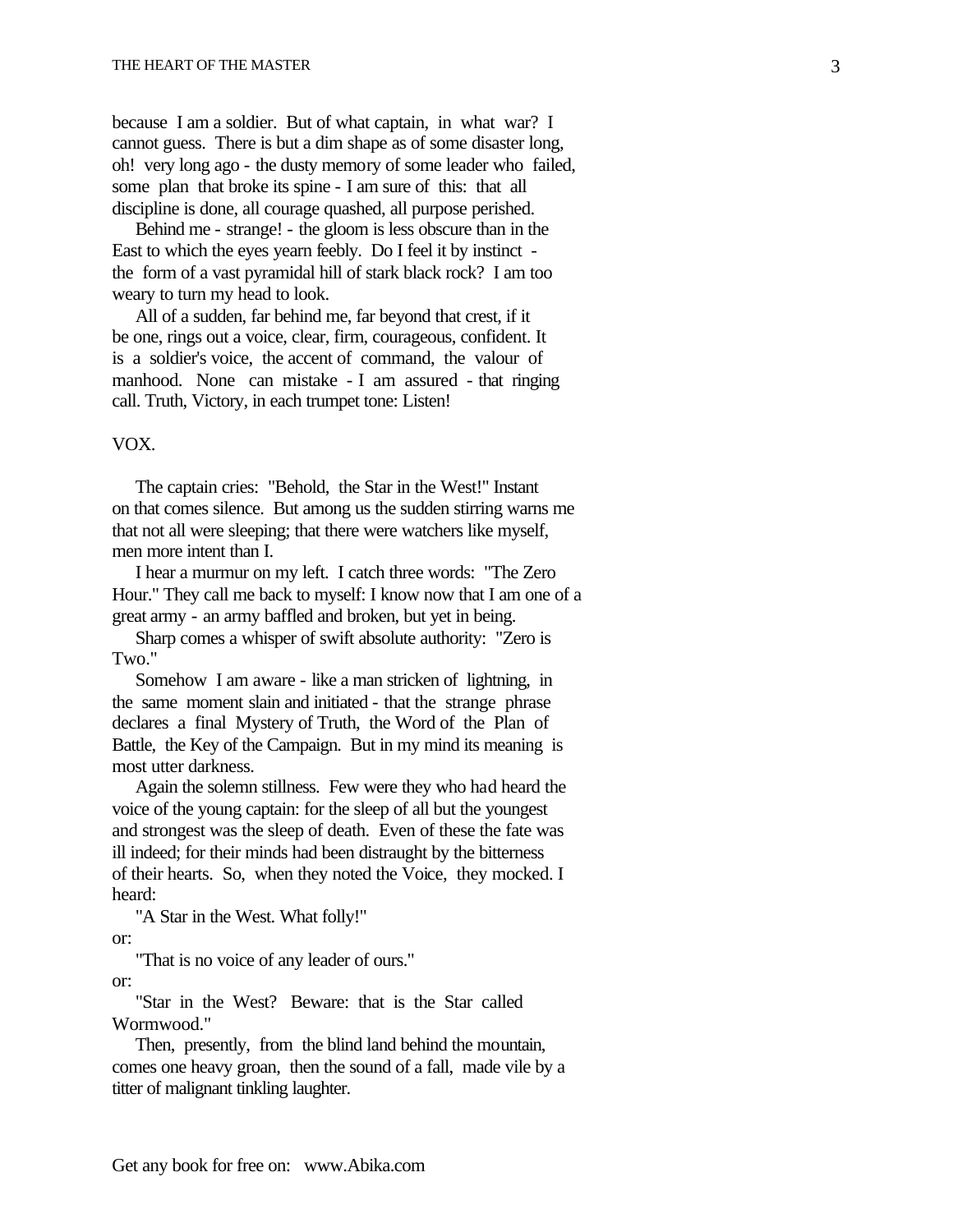because I am a soldier. But of what captain, in what war? I cannot guess. There is but a dim shape as of some disaster long, oh! very long ago - the dusty memory of some leader who failed, some plan that broke its spine - I am sure of this: that all discipline is done, all courage quashed, all purpose perished.

Behind me - strange! - the gloom is less obscure than in the East to which the eyes yearn feebly. Do I feel it by instinct - the form of a vast pyramidal hill of stark black rock? I am too weary to turn my head to look.

All of a sudden, far behind me, far beyond that crest, if it be one, rings out a voice, clear, firm, courageous, confident. It is a soldier's voice, the accent of command, the valour of manhood. None can mistake - I am assured - that ringing call. Truth, Victory, in each trumpet tone: Listen!

VOX.

The captain cries: "Behold, the Star in the West!" Instant on that comes silence. But among us the sudden stirring warns me that not all were sleeping; that there were watchers like myself, men more intent than I.

I hear a murmur on my left. I catch three words: "The Zero Hour." They call me back to myself: I know now that I am one of a great army - an army baffled and broken, but yet in being.

Sharp comes a whisper of swift absolute authority: "Zero is Two."

Somehow I am aware - like a man stricken of lightning, in the same moment slain and initiated - that the strange phrase declares a final Mystery of Truth, the Word of the Plan of Battle, the Key of the Campaign. But in my mind its meaning is most utter darkness.

Again the solemn stillness. Few were they who had heard the voice of the young captain: for the sleep of all but the youngest and strongest was the sleep of death. Even of these the fate was ill indeed; for their minds had been distraught by the bitterness of their hearts. So, when they noted the Voice, they mocked. I heard:

"A Star in the West. What folly!"

or:

"That is no voice of any leader of ours."

or:

"Star in the West? Beware: that is the Star called Wormwood."

Then, presently, from the blind land behind the mountain, comes one heavy groan, then the sound of a fall, made vile by a titter of malignant tinkling laughter.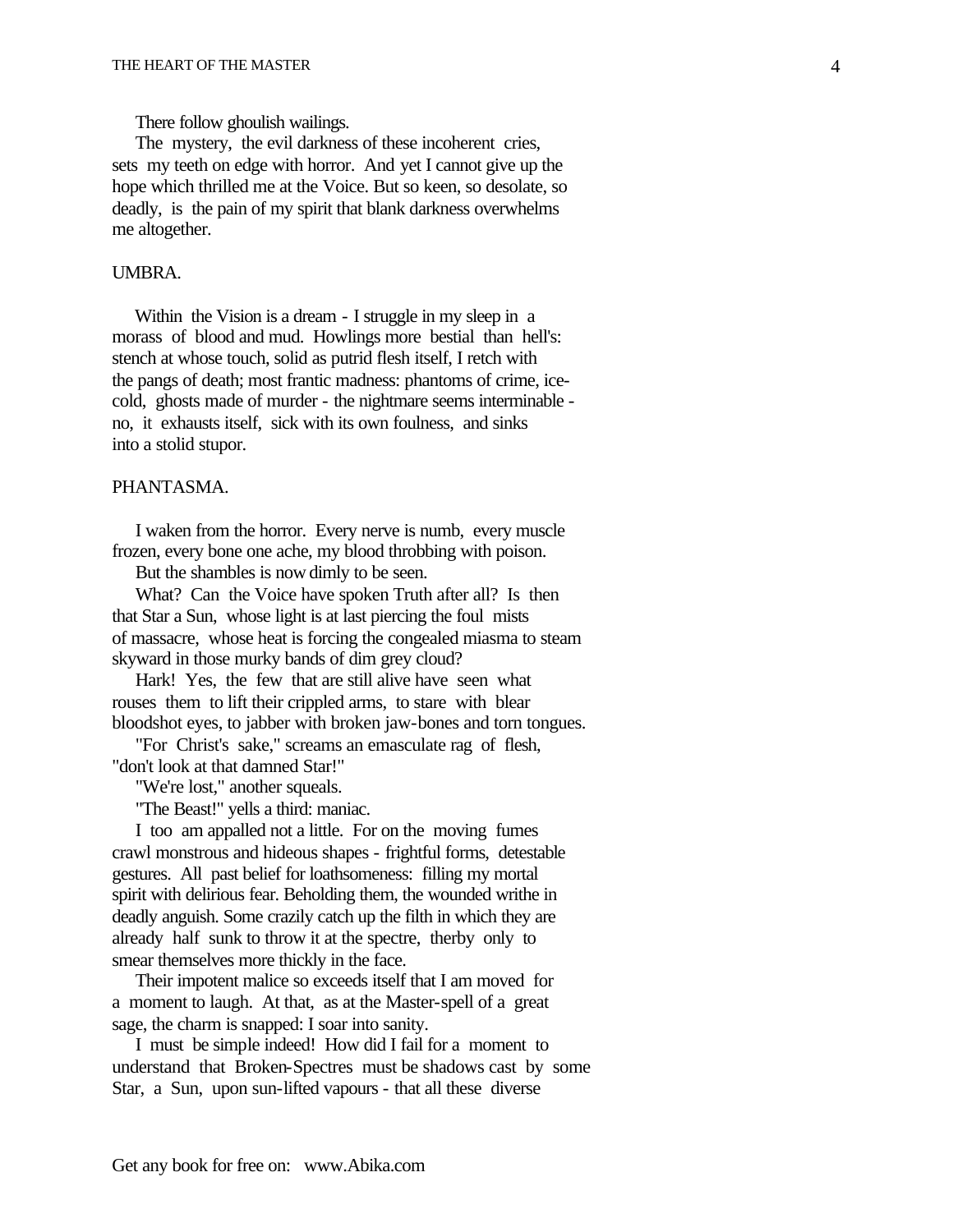There follow ghoulish wailings.

The mystery, the evil darkness of these incoherent cries, sets my teeth on edge with horror. And yet I cannot give up the hope which thrilled me at the Voice. But so keen, so desolate, so deadly, is the pain of my spirit that blank darkness overwhelms me altogether.

UMBRA.

Within the Vision is a dream - I struggle in my sleep in a morass of blood and mud. Howlings more bestial than hell's: stench at whose touch, solid as putrid flesh itself, I retch with the pangs of death; most frantic madness: phantoms of crime, ice-cold, ghosts made of murder - the nightmare seems interminable - no, it exhausts itself, sick with its own foulness, and sinks into a stolid stupor.

PHANTASMA.

I waken from the horror. Every nerve is numb, every muscle frozen, every bone one ache, my blood throbbing with poison.

But the shambles is now dimly to be seen.

What? Can the Voice have spoken Truth after all? Is then that Star a Sun, whose light is at last piercing the foul mists of massacre, whose heat is forcing the congealed miasma to steam skyward in those murky bands of dim grey cloud?

Hark! Yes, the few that are still alive have seen what rouses them to lift their crippled arms, to stare with blear bloodshot eyes, to jabber with broken jaw-bones and torn tongues.

"For Christ's sake," screams an emasculate rag of flesh, "don't look at that damned Star!"

"We're lost," another squeals.

"The Beast!" yells a third: maniac.

I too am appalled not a little. For on the moving fumes crawl monstrous and hideous shapes - frightful forms, detestable gestures. All past belief for loathsomeness: filling my mortal spirit with delirious fear. Beholding them, the wounded writhe in deadly anguish. Some crazily catch up the filth in which they are already half sunk to throw it at the spectre, therby only to smear themselves more thickly in the face.

Their impotent malice so exceeds itself that I am moved for a moment to laugh. At that, as at the Master-spell of a great sage, the charm is snapped: I soar into sanity.

I must be simple indeed! How did I fail for a moment to understand that Broken-Spectres must be shadows cast by some Star, a Sun, upon sun-lifted vapours - that all these diverse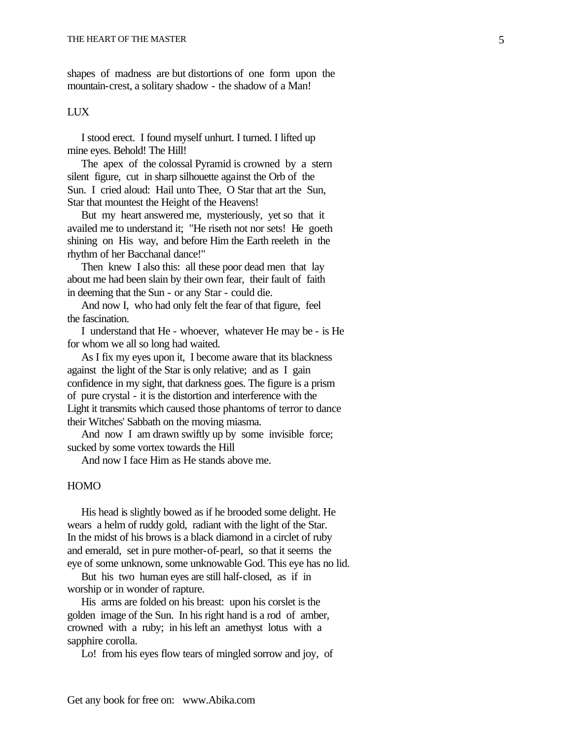shapes of madness are but distortions of one form upon the mountain-crest, a solitary shadow - the shadow of a Man!

## LUX

I stood erect. I found myself unhurt. I turned. I lifted up mine eyes. Behold! The Hill!

The apex of the colossal Pyramid is crowned by a stern silent figure, cut in sharp silhouette against the Orb of the Sun. I cried aloud: Hail unto Thee, O Star that art the Sun, Star that mountest the Height of the Heavens!

But my heart answered me, mysteriously, yet so that it availed me to understand it; "He riseth not nor sets! He goeth shining on His way, and before Him the Earth reeleth in the rhythm of her Bacchanal dance!"

Then knew I also this: all these poor dead men that lay about me had been slain by their own fear, their fault of faith in deeming that the Sun - or any Star - could die.

And now I, who had only felt the fear of that figure, feel the fascination.

I understand that He - whoever, whatever He may be - is He for whom we all so long had waited.

As I fix my eyes upon it, I become aware that its blackness against the light of the Star is only relative; and as I gain confidence in my sight, that darkness goes. The figure is a prism of pure crystal - it is the distortion and interference with the Light it transmits which caused those phantoms of terror to dance their Witches' Sabbath on the moving miasma.

And now I am drawn swiftly up by some invisible force; sucked by some vortex towards the Hill

And now I face Him as He stands above me.

## HOMO

His head is slightly bowed as if he brooded some delight. He wears a helm of ruddy gold, radiant with the light of the Star. In the midst of his brows is a black diamond in a circlet of ruby and emerald, set in pure mother-of-pearl, so that it seems the eye of some unknown, some unknowable God. This eye has no lid.

But his two human eyes are still half-closed, as if in worship or in wonder of rapture.

His arms are folded on his breast: upon his corslet is the golden image of the Sun. In his right hand is a rod of amber, crowned with a ruby; in his left an amethyst lotus with a sapphire corolla.

Lo! from his eyes flow tears of mingled sorrow and joy, of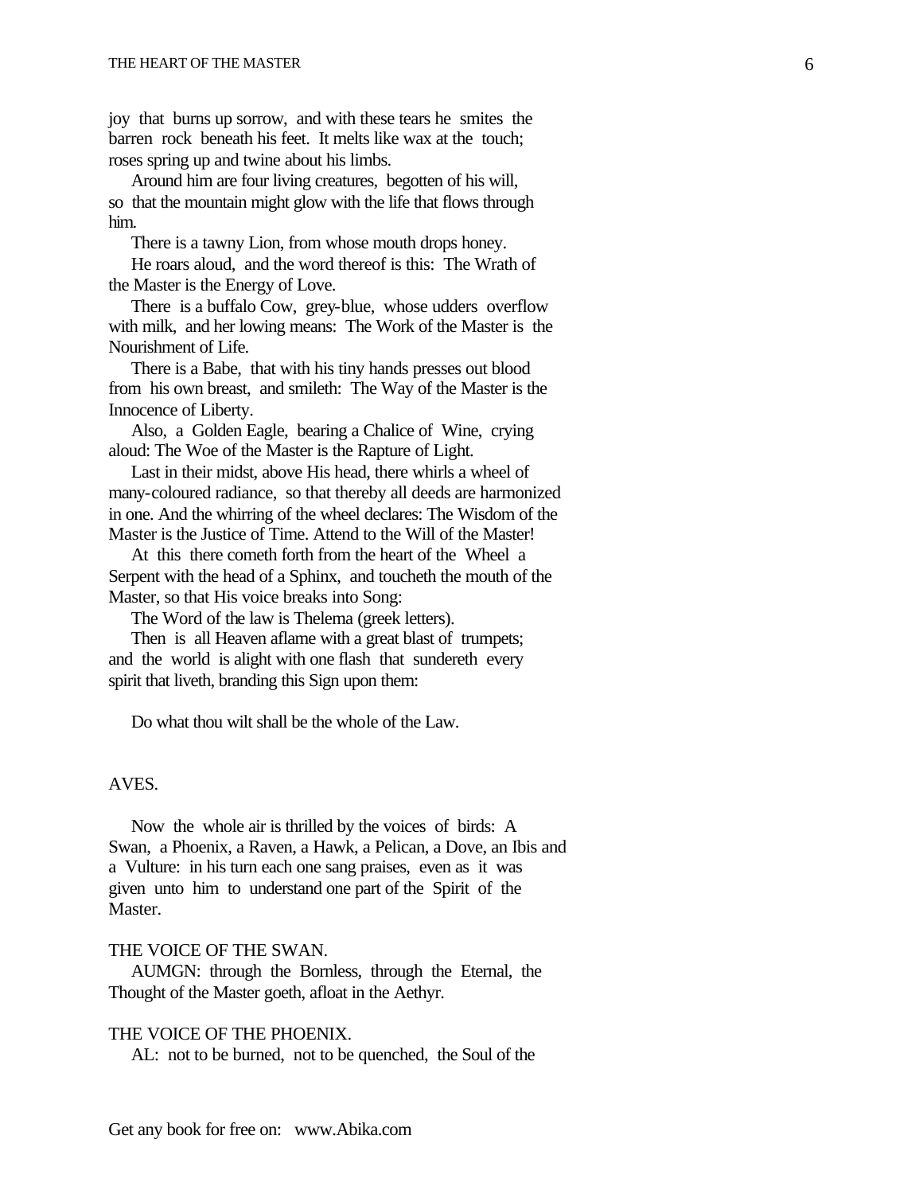joy that burns up sorrow, and with these tears he smites the barren rock beneath his feet. It melts like wax at the touch; roses spring up and twine about his limbs.

Around him are four living creatures, begotten of his will, so that the mountain might glow with the life that flows through him.

There is a tawny Lion, from whose mouth drops honey.

He roars aloud, and the word thereof is this: The Wrath of the Master is the Energy of Love.

There is a buffalo Cow, grey-blue, whose udders overflow with milk, and her lowing means: The Work of the Master is the Nourishment of Life.

There is a Babe, that with his tiny hands presses out blood from his own breast, and smileth: The Way of the Master is the Innocence of Liberty.

Also, a Golden Eagle, bearing a Chalice of Wine, crying aloud: The Woe of the Master is the Rapture of Light.

Last in their midst, above His head, there whirls a wheel of many-coloured radiance, so that thereby all deeds are harmonized in one. And the whirring of the wheel declares: The Wisdom of the Master is the Justice of Time. Attend to the Will of the Master!

At this there cometh forth from the heart of the Wheel a Serpent with the head of a Sphinx, and toucheth the mouth of the Master, so that His voice breaks into Song:

The Word of the law is Thelema (greek letters).

Then is all Heaven aflame with a great blast of trumpets; and the world is alight with one flash that sundereth every spirit that liveth, branding this Sign upon them:

Do what thou wilt shall be the whole of the Law.

## AVES.

Now the whole air is thrilled by the voices of birds: A Swan, a Phoenix, a Raven, a Hawk, a Pelican, a Dove, an Ibis and a Vulture: in his turn each one sang praises, even as it was given unto him to understand one part of the Spirit of the Master.

### THE VOICE OF THE SWAN.

AUMGN: through the Bornless, through the Eternal, the Thought of the Master goeth, afloat in the Aethyr.

### THE VOICE OF THE PHOENIX.

AL: not to be burned, not to be quenched, the Soul of the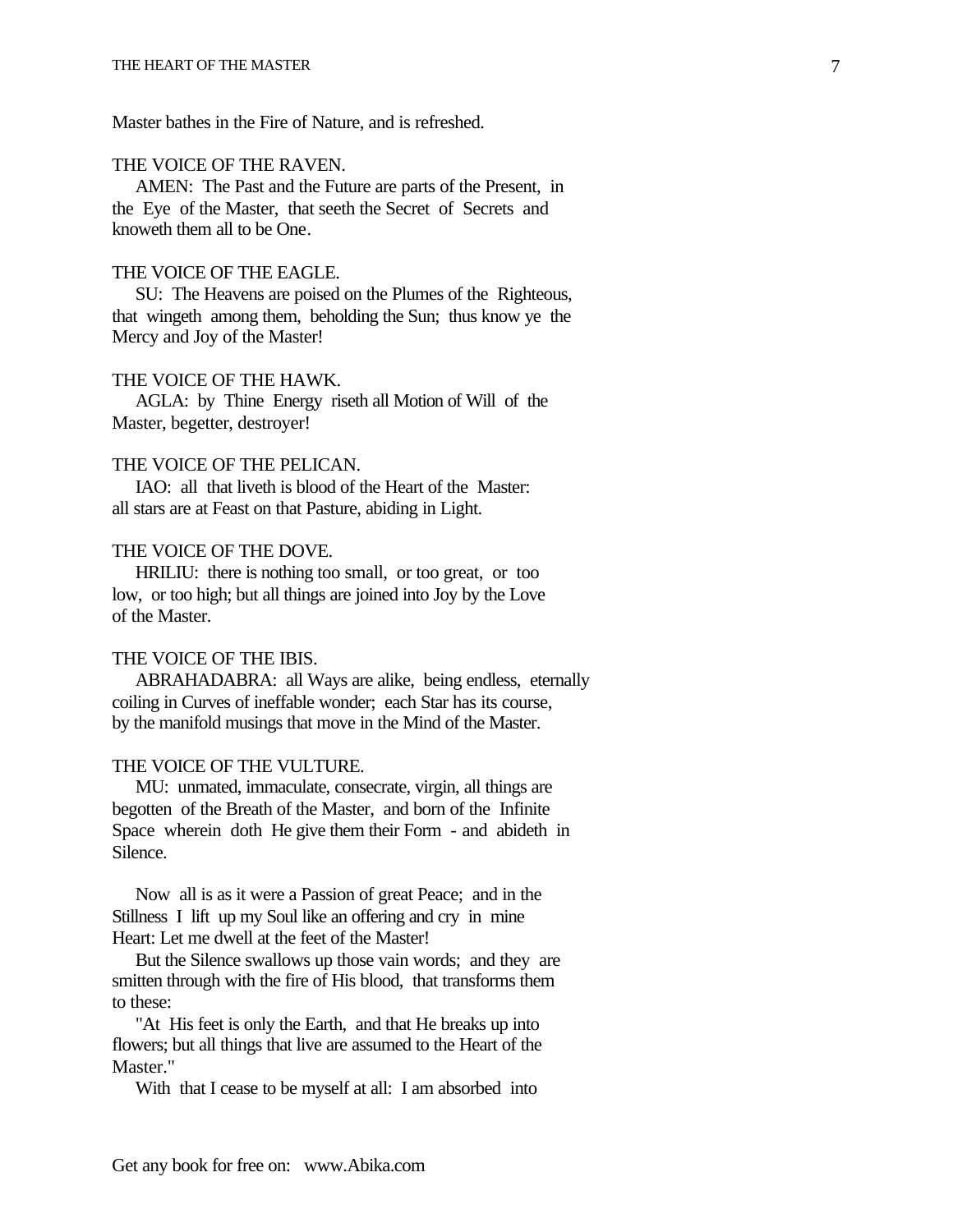Master bathes in the Fire of Nature, and is refreshed.

THE VOICE OF THE RAVEN.

AMEN: The Past and the Future are parts of the Present, in the Eye of the Master, that seeth the Secret of Secrets and knoweth them all to be One.

THE VOICE OF THE EAGLE.

SU: The Heavens are poised on the Plumes of the Righteous, that wingeth among them, beholding the Sun; thus know ye the Mercy and Joy of the Master!

THE VOICE OF THE HAWK.

AGLA: by Thine Energy riseth all Motion of Will of the Master, begetter, destroyer!

THE VOICE OF THE PELICAN.

IAO: all that liveth is blood of the Heart of the Master: all stars are at Feast on that Pasture, abiding in Light.

THE VOICE OF THE DOVE.

HRILIU: there is nothing too small, or too great, or too low, or too high; but all things are joined into Joy by the Love of the Master.

THE VOICE OF THE IBIS.

ABRAHADABRA: all Ways are alike, being endless, eternally coiling in Curves of ineffable wonder; each Star has its course, by the manifold musings that move in the Mind of the Master.

THE VOICE OF THE VULTURE.

MU: unmated, immaculate, consecrate, virgin, all things are begotten of the Breath of the Master, and born of the Infinite Space wherein doth He give them their Form - and abideth in Silence.

Now all is as it were a Passion of great Peace; and in the Stillness I lift up my Soul like an offering and cry in mine Heart: Let me dwell at the feet of the Master!

But the Silence swallows up those vain words; and they are smitten through with the fire of His blood, that transforms them to these:

"At His feet is only the Earth, and that He breaks up into flowers; but all things that live are assumed to the Heart of the Master."

With that I cease to be myself at all: I am absorbed into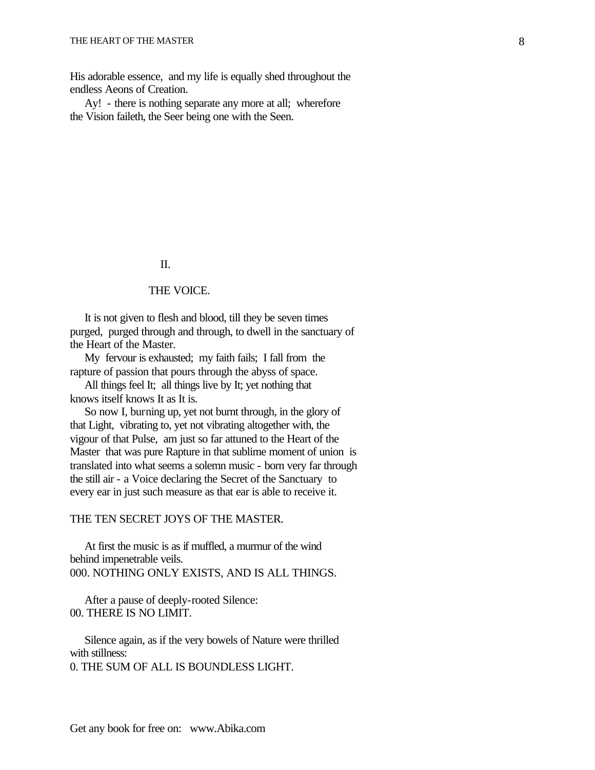His adorable essence, and my life is equally shed throughout the endless Aeons of Creation.

Ay! - there is nothing separate any more at all; wherefore the Vision faileth, the Seer being one with the Seen.

## II.

## THE VOICE.

It is not given to flesh and blood, till they be seven times purged, purged through and through, to dwell in the sanctuary of the Heart of the Master.

My fervour is exhausted; my faith fails; I fall from the rapture of passion that pours through the abyss of space.

All things feel It; all things live by It; yet nothing that knows itself knows It as It is.

So now I, burning up, yet not burnt through, in the glory of that Light, vibrating to, yet not vibrating altogether with, the vigour of that Pulse, am just so far attuned to the Heart of the Master that was pure Rapture in that sublime moment of union is translated into what seems a solemn music - born very far through the still air - a Voice declaring the Secret of the Sanctuary to every ear in just such measure as that ear is able to receive it.

### THE TEN SECRET JOYS OF THE MASTER.

At first the music is as if muffled, a murmur of the wind behind impenetrable veils.

000. NOTHING ONLY EXISTS, AND IS ALL THINGS.

After a pause of deeply-rooted Silence:

00. THERE IS NO LIMIT.

Silence again, as if the very bowels of Nature were thrilled with stillness:

0. THE SUM OF ALL IS BOUNDLESS LIGHT.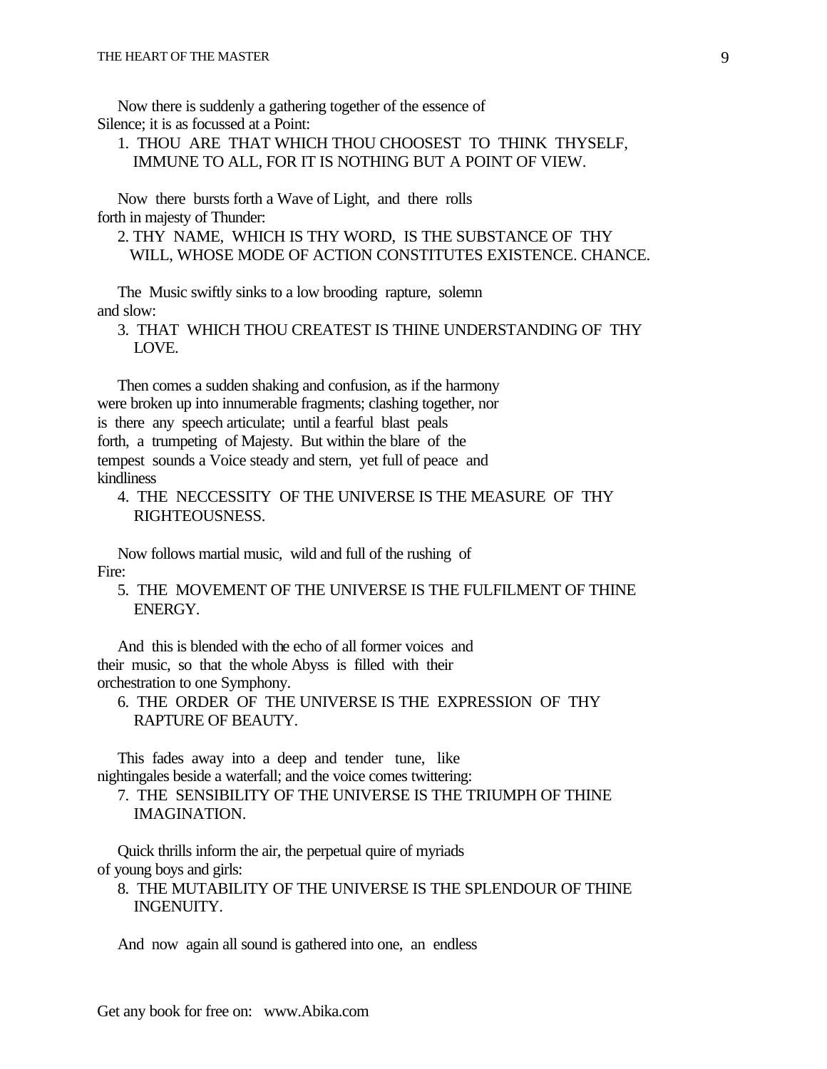Now there is suddenly a gathering together of the essence of Silence; it is as focussed at a Point:

1. THOU ARE THAT WHICH THOU CHOOSEST TO THINK THYSELF, IMMUNE TO ALL, FOR IT IS NOTHING BUT A POINT OF VIEW.

Now there bursts forth a Wave of Light, and there rolls forth in majesty of Thunder:

2. THY NAME, WHICH IS THY WORD, IS THE SUBSTANCE OF THY WILL, WHOSE MODE OF ACTION CONSTITUTES EXISTENCE. CHANCE.

The Music swiftly sinks to a low brooding rapture, solemn and slow:

3. THAT WHICH THOU CREATEST IS THINE UNDERSTANDING OF THY LOVE.

Then comes a sudden shaking and confusion, as if the harmony were broken up into innumerable fragments; clashing together, nor is there any speech articulate; until a fearful blast peals forth, a trumpeting of Majesty. But within the blare of the tempest sounds a Voice steady and stern, yet full of peace and kindliness

4. THE NECCESSITY OF THE UNIVERSE IS THE MEASURE OF THY RIGHTEOUSNESS.

Now follows martial music, wild and full of the rushing of Fire:

5. THE MOVEMENT OF THE UNIVERSE IS THE FULFILMENT OF THINE ENERGY.

And this is blended with the echo of all former voices and their music, so that the whole Abyss is filled with their orchestration to one Symphony.

6. THE ORDER OF THE UNIVERSE IS THE EXPRESSION OF THY RAPTURE OF BEAUTY.

This fades away into a deep and tender tune, like nightingales beside a waterfall; and the voice comes twittering:

7. THE SENSIBILITY OF THE UNIVERSE IS THE TRIUMPH OF THINE IMAGINATION.

Quick thrills inform the air, the perpetual quire of myriads of young boys and girls:

8. THE MUTABILITY OF THE UNIVERSE IS THE SPLENDOUR OF THINE INGENUITY.

And now again all sound is gathered into one, an endless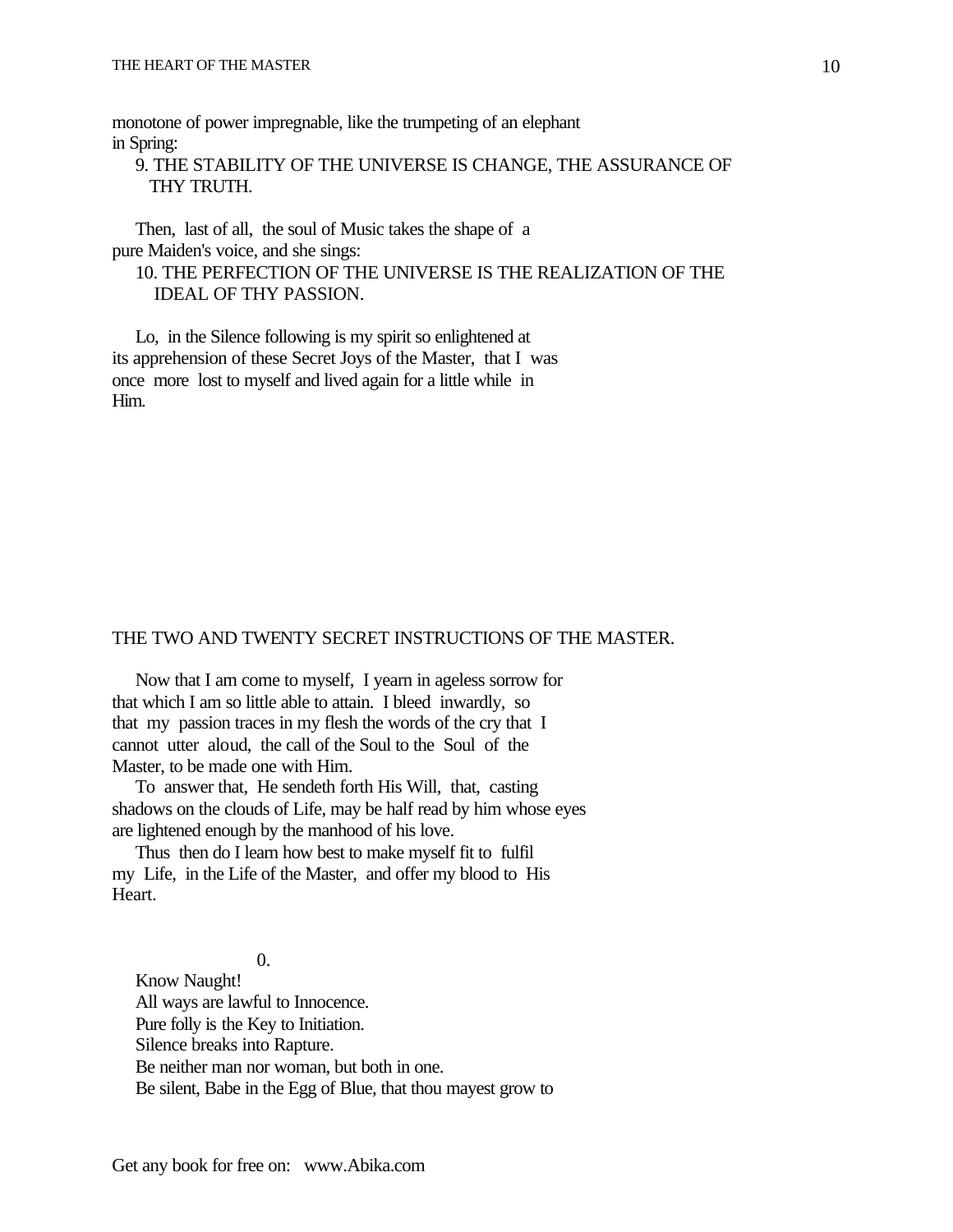monotone of power impregnable, like the trumpeting of an elephant in Spring:

9. THE STABILITY OF THE UNIVERSE IS CHANGE, THE ASSURANCE OF THY TRUTH.

Then, last of all, the soul of Music takes the shape of a pure Maiden's voice, and she sings:

10. THE PERFECTION OF THE UNIVERSE IS THE REALIZATION OF THE IDEAL OF THY PASSION.

Lo, in the Silence following is my spirit so enlightened at its apprehension of these Secret Joys of the Master, that I was once more lost to myself and lived again for a little while in Him.

## THE TWO AND TWENTY SECRET INSTRUCTIONS OF THE MASTER.

Now that I am come to myself, I yearn in ageless sorrow for that which I am so little able to attain. I bleed inwardly, so that my passion traces in my flesh the words of the cry that I cannot utter aloud, the call of the Soul to the Soul of the Master, to be made one with Him.

To answer that, He sendeth forth His Will, that, casting shadows on the clouds of Life, may be half read by him whose eyes are lightened enough by the manhood of his love.

Thus then do I learn how best to make myself fit to fulfil my Life, in the Life of the Master, and offer my blood to His Heart.

0.

Know Naught!
All ways are lawful to Innocence.
Pure folly is the Key to Initiation.
Silence breaks into Rapture.
Be neither man nor woman, but both in one.
Be silent, Babe in the Egg of Blue, that thou mayest grow to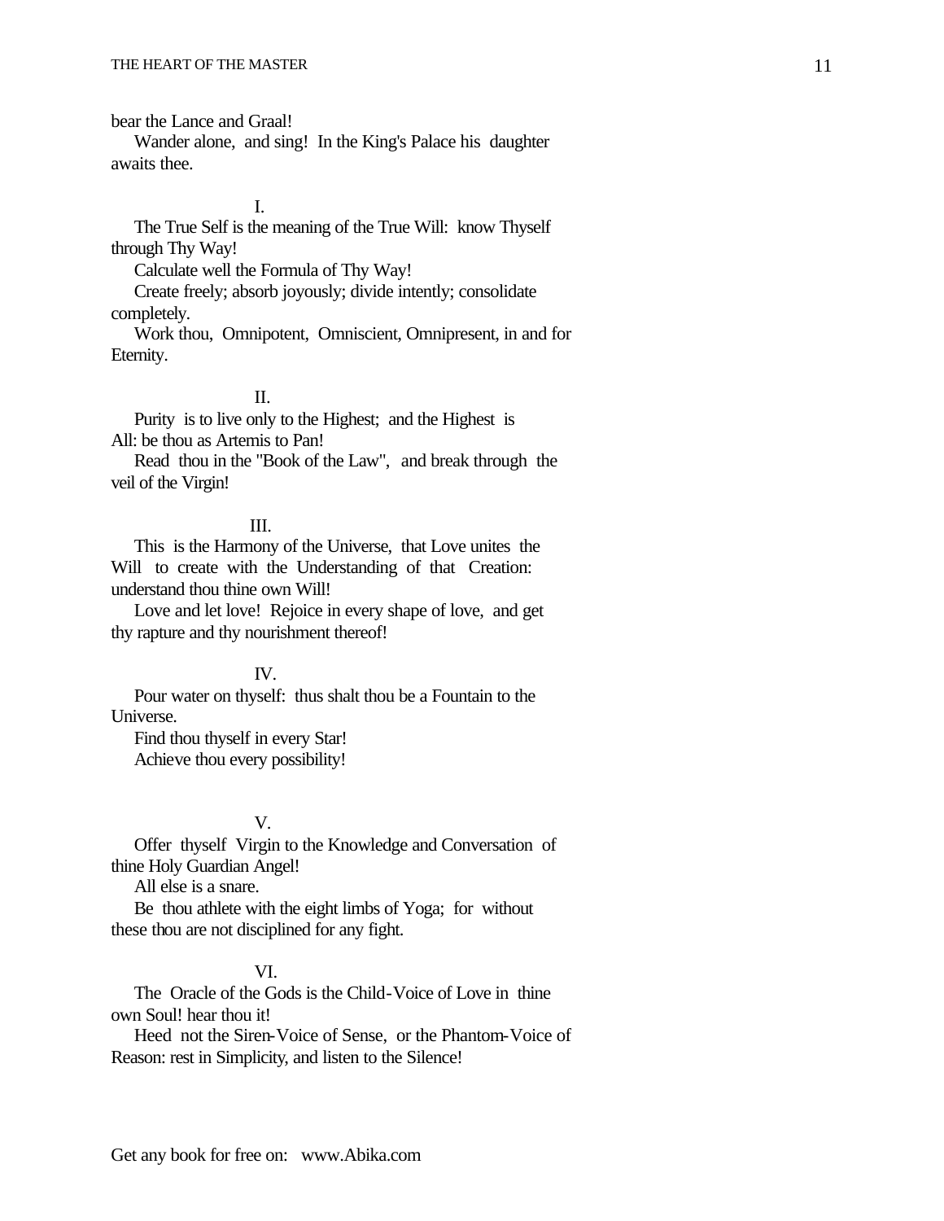bear the Lance and Graal!

Wander alone, and sing! In the King's Palace his daughter awaits thee.

I.

The True Self is the meaning of the True Will: know Thyself through Thy Way!

Calculate well the Formula of Thy Way!

Create freely; absorb joyously; divide intently; consolidate completely.

Work thou, Omnipotent, Omniscient, Omnipresent, in and for Eternity.

II.

Purity is to live only to the Highest; and the Highest is All: be thou as Artemis to Pan!

Read thou in the "Book of the Law", and break through the veil of the Virgin!

III.

This is the Harmony of the Universe, that Love unites the Will to create with the Understanding of that Creation: understand thou thine own Will!

Love and let love! Rejoice in every shape of love, and get thy rapture and thy nourishment thereof!

IV.

Pour water on thyself: thus shalt thou be a Fountain to the Universe.

Find thou thyself in every Star!

Achieve thou every possibility!

V.

Offer thyself Virgin to the Knowledge and Conversation of thine Holy Guardian Angel!

All else is a snare.

Be thou athlete with the eight limbs of Yoga; for without these thou are not disciplined for any fight.

VI.

The Oracle of the Gods is the Child-Voice of Love in thine own Soul! hear thou it!

Heed not the Siren-Voice of Sense, or the Phantom-Voice of Reason: rest in Simplicity, and listen to the Silence!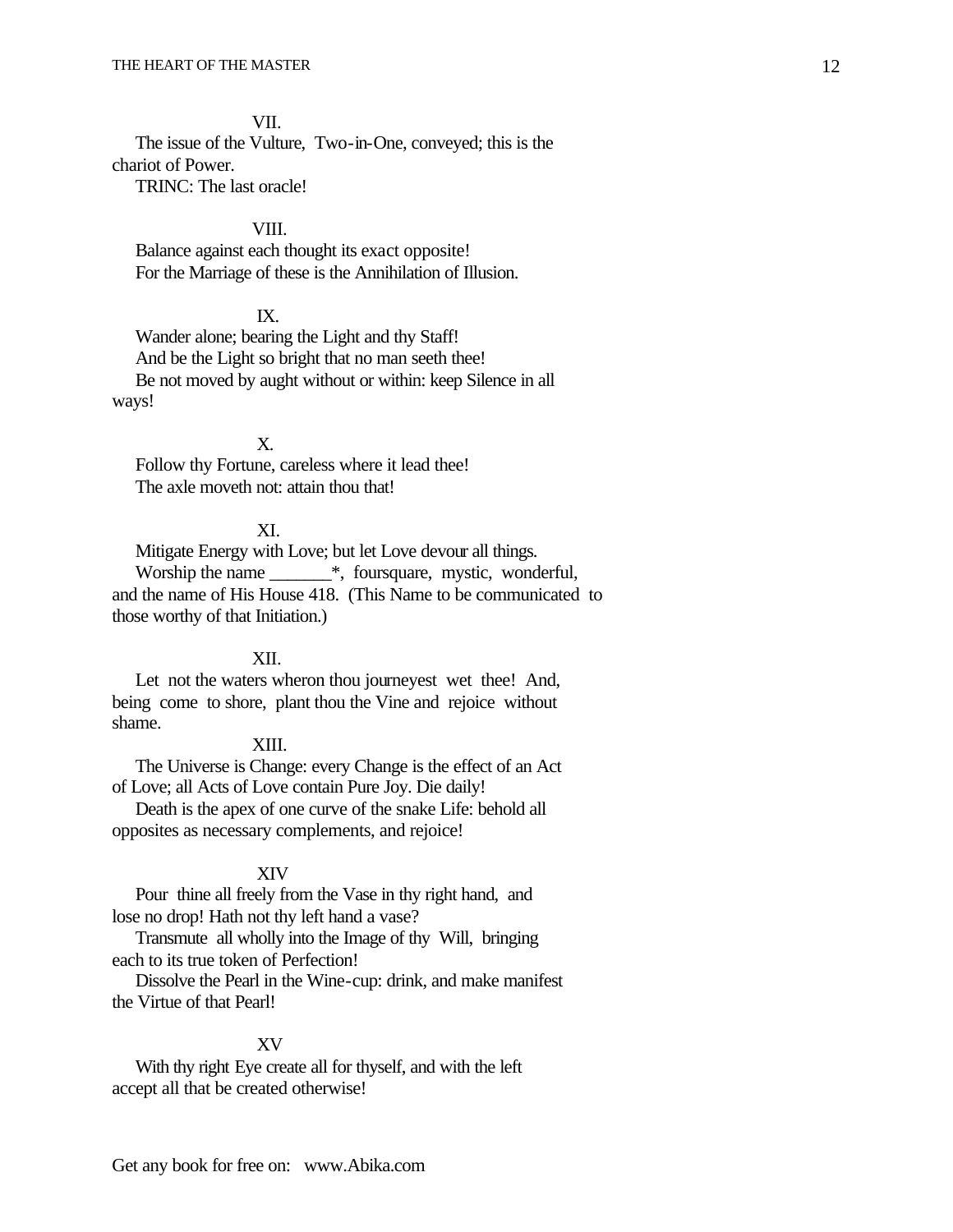VII.

The issue of the Vulture, Two-in-One, conveyed; this is the chariot of Power.

TRINC: The last oracle!

VIII.

Balance against each thought its exact opposite!

For the Marriage of these is the Annihilation of Illusion.

IX.

Wander alone; bearing the Light and thy Staff!

And be the Light so bright that no man seeth thee!

Be not moved by aught without or within: keep Silence in all ways!

X.

Follow thy Fortune, careless where it lead thee!

The axle moveth not: attain thou that!

XI.

Mitigate Energy with Love; but let Love devour all things.

Worship the name _______*, foursquare, mystic, wonderful, and the name of His House 418. (This Name to be communicated to those worthy of that Initiation.)

XII.

Let not the waters wheron thou journeyest wet thee! And, being come to shore, plant thou the Vine and rejoice without shame.

XIII.

The Universe is Change: every Change is the effect of an Act of Love; all Acts of Love contain Pure Joy. Die daily!

Death is the apex of one curve of the snake Life: behold all opposites as necessary complements, and rejoice!

XIV

Pour thine all freely from the Vase in thy right hand, and lose no drop! Hath not thy left hand a vase?

Transmute all wholly into the Image of thy Will, bringing each to its true token of Perfection!

Dissolve the Pearl in the Wine-cup: drink, and make manifest the Virtue of that Pearl!

XV

With thy right Eye create all for thyself, and with the left accept all that be created otherwise!

Get any book for free on: www.Abika.com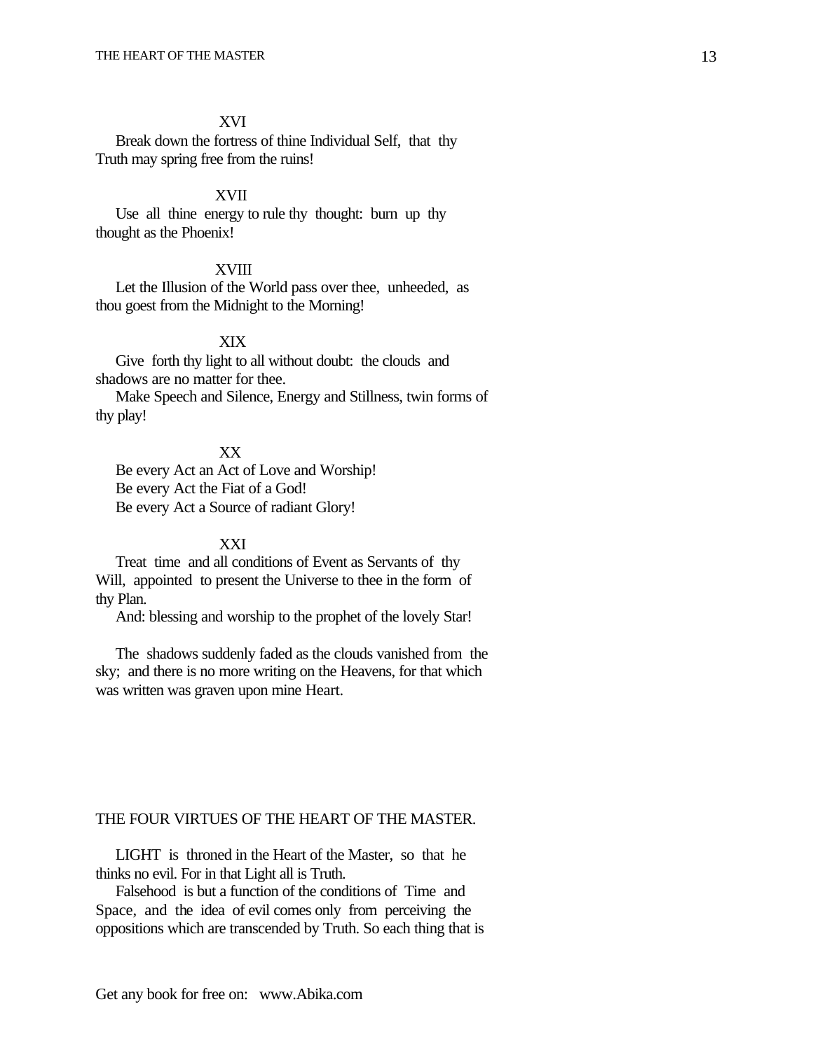XVI

Break down the fortress of thine Individual Self, that thy Truth may spring free from the ruins!

XVII

Use all thine energy to rule thy thought: burn up thy thought as the Phoenix!

XVIII

Let the Illusion of the World pass over thee, unheeded, as thou goest from the Midnight to the Morning!

XIX

Give forth thy light to all without doubt: the clouds and shadows are no matter for thee.

Make Speech and Silence, Energy and Stillness, twin forms of thy play!

XX

Be every Act an Act of Love and Worship!
Be every Act the Fiat of a God!
Be every Act a Source of radiant Glory!

XXI

Treat time and all conditions of Event as Servants of thy Will, appointed to present the Universe to thee in the form of thy Plan.

And: blessing and worship to the prophet of the lovely Star!

The shadows suddenly faded as the clouds vanished from the sky; and there is no more writing on the Heavens, for that which was written was graven upon mine Heart.

## THE FOUR VIRTUES OF THE HEART OF THE MASTER.

LIGHT is throned in the Heart of the Master, so that he thinks no evil. For in that Light all is Truth.

Falsehood is but a function of the conditions of Time and Space, and the idea of evil comes only from perceiving the oppositions which are transcended by Truth. So each thing that is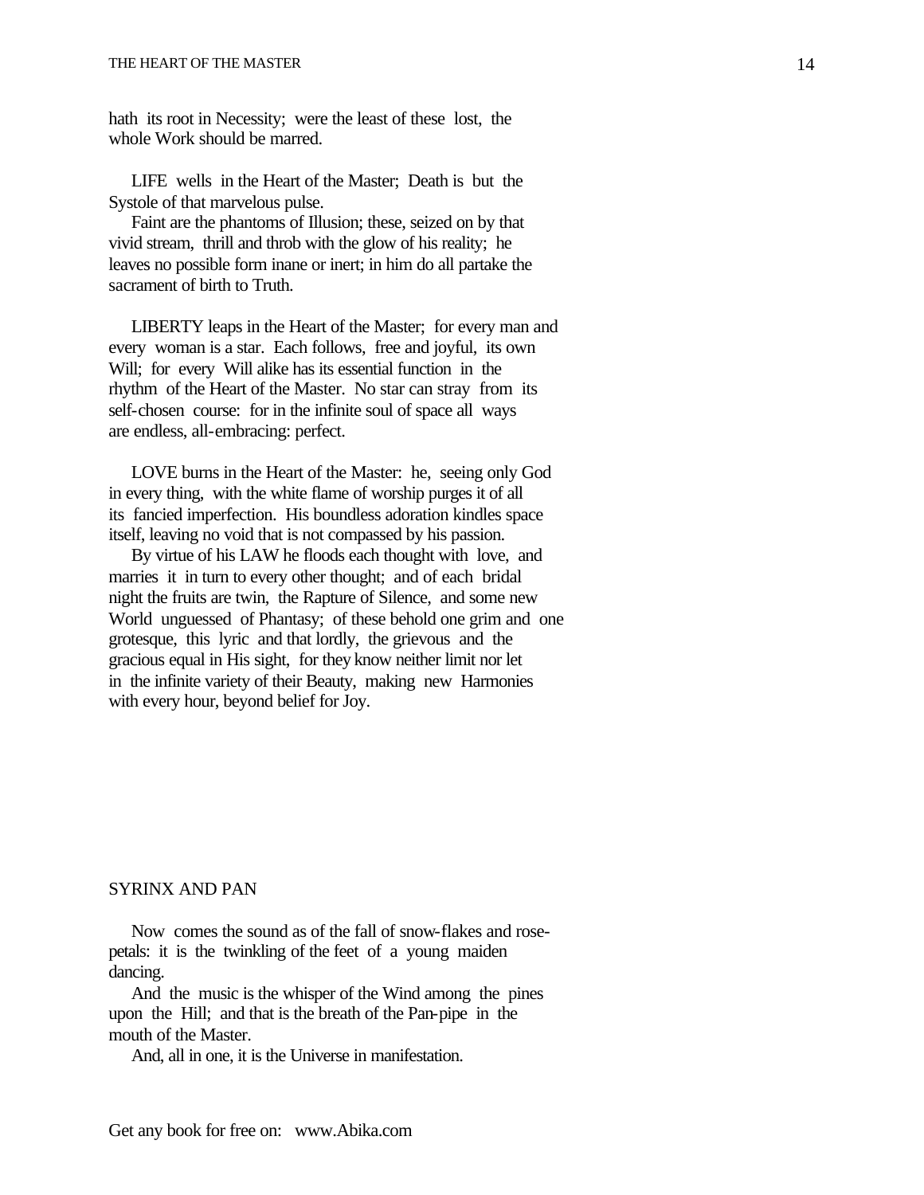hath its root in Necessity; were the least of these lost, the whole Work should be marred.

LIFE wells in the Heart of the Master; Death is but the Systole of that marvelous pulse.

Faint are the phantoms of Illusion; these, seized on by that vivid stream, thrill and throb with the glow of his reality; he leaves no possible form inane or inert; in him do all partake the sacrament of birth to Truth.

LIBERTY leaps in the Heart of the Master; for every man and every woman is a star. Each follows, free and joyful, its own Will; for every Will alike has its essential function in the rhythm of the Heart of the Master. No star can stray from its self-chosen course: for in the infinite soul of space all ways are endless, all-embracing: perfect.

LOVE burns in the Heart of the Master: he, seeing only God in every thing, with the white flame of worship purges it of all its fancied imperfection. His boundless adoration kindles space itself, leaving no void that is not compassed by his passion.

By virtue of his LAW he floods each thought with love, and marries it in turn to every other thought; and of each bridal night the fruits are twin, the Rapture of Silence, and some new World unguessed of Phantasy; of these behold one grim and one grotesque, this lyric and that lordly, the grievous and the gracious equal in His sight, for they know neither limit nor let in the infinite variety of their Beauty, making new Harmonies with every hour, beyond belief for Joy.

## SYRINX AND PAN

Now comes the sound as of the fall of snow-flakes and rose-petals: it is the twinkling of the feet of a young maiden dancing.

And the music is the whisper of the Wind among the pines upon the Hill; and that is the breath of the Pan-pipe in the mouth of the Master.

And, all in one, it is the Universe in manifestation.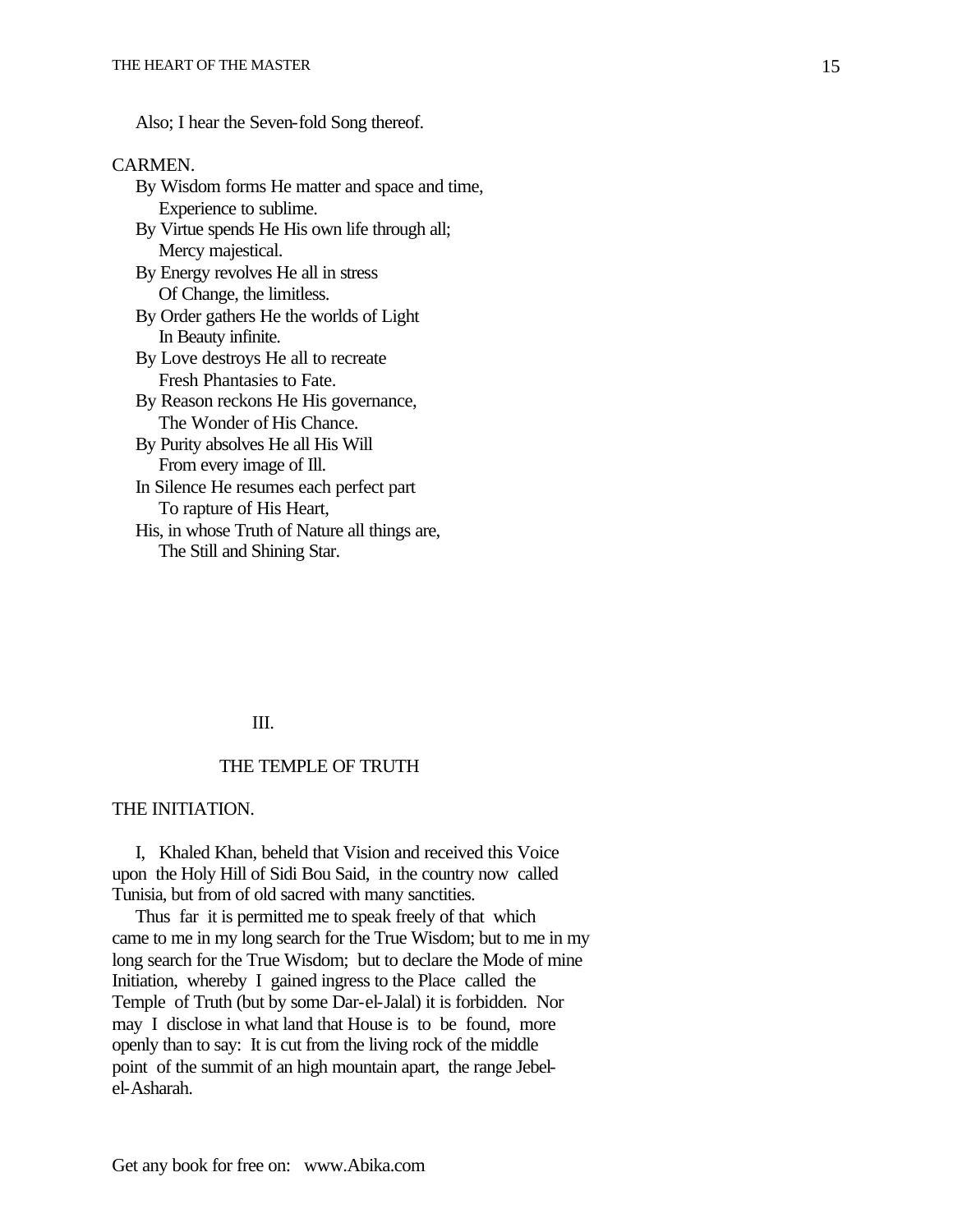Also; I hear the Seven-fold Song thereof.

CARMEN.

By Wisdom forms He matter and space and time,  
  Experience to sublime.  
By Virtue spends He His own life through all;  
  Mercy majestical.  
By Energy revolves He all in stress  
  Of Change, the limitless.  
By Order gathers He the worlds of Light  
  In Beauty infinite.  
By Love destroys He all to recreate  
  Fresh Phantasies to Fate.  
By Reason reckons He His governance,  
  The Wonder of His Chance.  
By Purity absolves He all His Will  
  From every image of Ill.  
In Silence He resumes each perfect part  
  To rapture of His Heart,  
His, in whose Truth of Nature all things are,  
  The Still and Shining Star.

## III.

## THE TEMPLE OF TRUTH

THE INITIATION.

I, Khaled Khan, beheld that Vision and received this Voice upon the Holy Hill of Sidi Bou Said, in the country now called Tunisia, but from of old sacred with many sanctities.

Thus far it is permitted me to speak freely of that which came to me in my long search for the True Wisdom; but to me in my long search for the True Wisdom; but to declare the Mode of mine Initiation, whereby I gained ingress to the Place called the Temple of Truth (but by some Dar-el-Jalal) it is forbidden. Nor may I disclose in what land that House is to be found, more openly than to say: It is cut from the living rock of the middle point of the summit of an high mountain apart, the range Jebel-el-Asharah.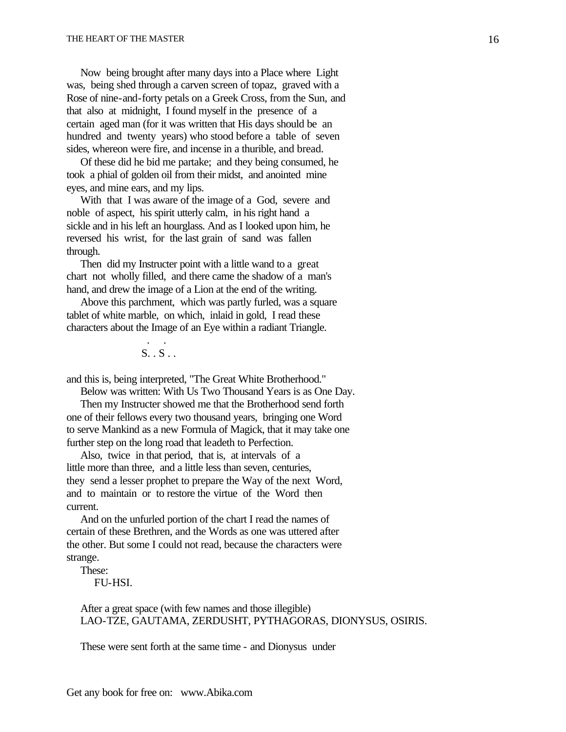Now being brought after many days into a Place where Light was, being shed through a carven screen of topaz, graved with a Rose of nine-and-forty petals on a Greek Cross, from the Sun, and that also at midnight, I found myself in the presence of a certain aged man (for it was written that His days should be an hundred and twenty years) who stood before a table of seven sides, whereon were fire, and incense in a thurible, and bread.

Of these did he bid me partake; and they being consumed, he took a phial of golden oil from their midst, and anointed mine eyes, and mine ears, and my lips.

With that I was aware of the image of a God, severe and noble of aspect, his spirit utterly calm, in his right hand a sickle and in his left an hourglass. And as I looked upon him, he reversed his wrist, for the last grain of sand was fallen through.

Then did my Instructer point with a little wand to a great chart not wholly filled, and there came the shadow of a man's hand, and drew the image of a Lion at the end of the writing.

Above this parchment, which was partly furled, was a square tablet of white marble, on which, inlaid in gold, I read these characters about the Image of an Eye within a radiant Triangle.

S.·. S.·.

and this is, being interpreted, "The Great White Brotherhood."

Below was written: With Us Two Thousand Years is as One Day.

Then my Instructer showed me that the Brotherhood send forth one of their fellows every two thousand years, bringing one Word to serve Mankind as a new Formula of Magick, that it may take one further step on the long road that leadeth to Perfection.

Also, twice in that period, that is, at intervals of a little more than three, and a little less than seven, centuries, they send a lesser prophet to prepare the Way of the next Word, and to maintain or to restore the virtue of the Word then current.

And on the unfurled portion of the chart I read the names of certain of these Brethren, and the Words as one was uttered after the other. But some I could not read, because the characters were strange.

These:

FU-HSI.

After a great space (with few names and those illegible)
LAO-TZE, GAUTAMA, ZERDUSHT, PYTHAGORAS, DIONYSUS, OSIRIS.

These were sent forth at the same time - and Dionysus under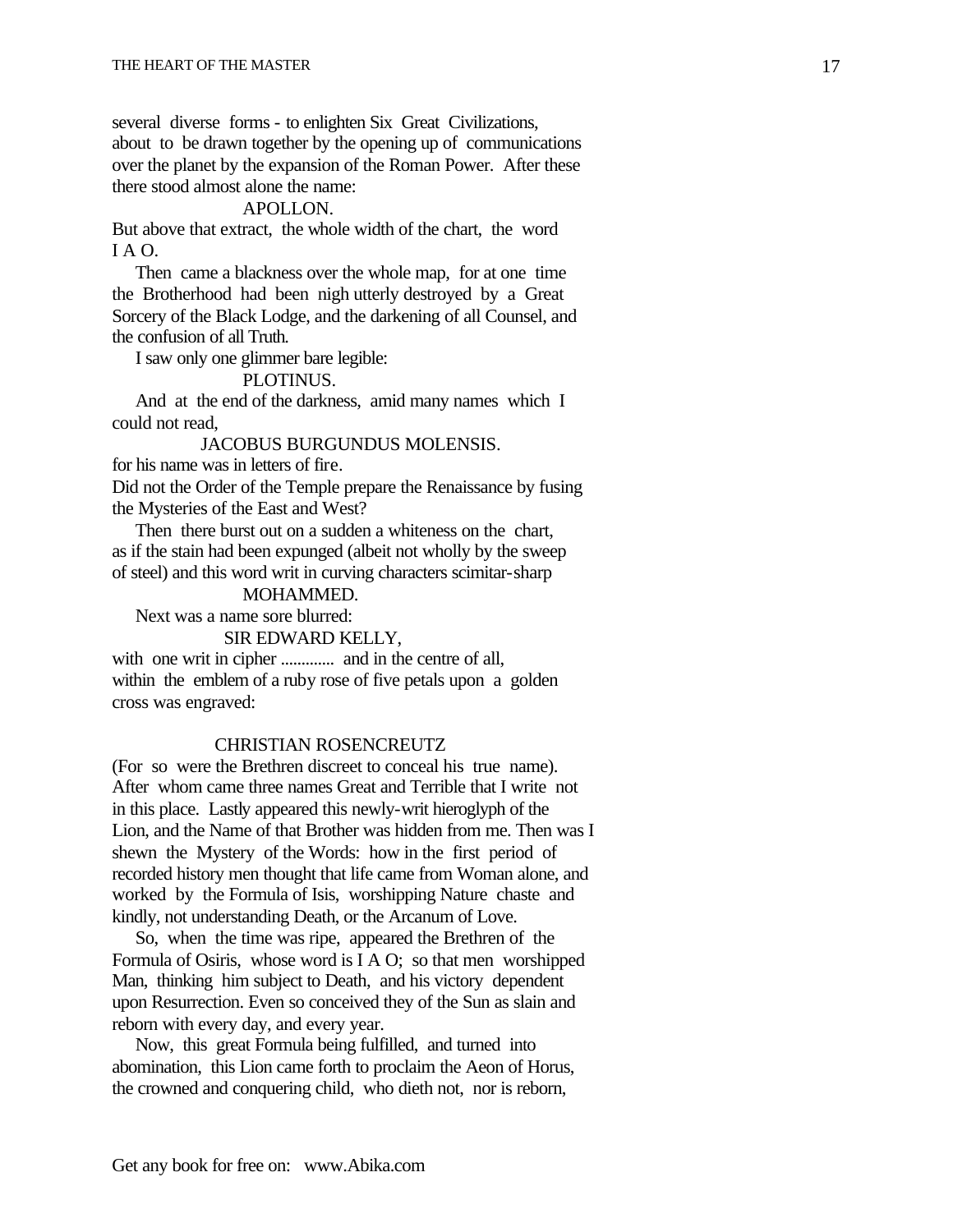several diverse forms - to enlighten Six Great Civilizations, about to be drawn together by the opening up of communications over the planet by the expansion of the Roman Power. After these there stood almost alone the name:

APOLLON.

But above that extract, the whole width of the chart, the word I A O.

Then came a blackness over the whole map, for at one time the Brotherhood had been nigh utterly destroyed by a Great Sorcery of the Black Lodge, and the darkening of all Counsel, and the confusion of all Truth.

I saw only one glimmer bare legible:

PLOTINUS.

And at the end of the darkness, amid many names which I could not read,

JACOBUS BURGUNDUS MOLENSIS.

for his name was in letters of fire.

Did not the Order of the Temple prepare the Renaissance by fusing the Mysteries of the East and West?

Then there burst out on a sudden a whiteness on the chart, as if the stain had been expunged (albeit not wholly by the sweep of steel) and this word writ in curving characters scimitar-sharp

MOHAMMED.

Next was a name sore blurred:

SIR EDWARD KELLY,

with one writ in cipher ............. and in the centre of all, within the emblem of a ruby rose of five petals upon a golden cross was engraved:

CHRISTIAN ROSENCREUTZ

(For so were the Brethren discreet to conceal his true name). After whom came three names Great and Terrible that I write not in this place. Lastly appeared this newly-writ hieroglyph of the Lion, and the Name of that Brother was hidden from me. Then was I shewn the Mystery of the Words: how in the first period of recorded history men thought that life came from Woman alone, and worked by the Formula of Isis, worshipping Nature chaste and kindly, not understanding Death, or the Arcanum of Love.

So, when the time was ripe, appeared the Brethren of the Formula of Osiris, whose word is I A O; so that men worshipped Man, thinking him subject to Death, and his victory dependent upon Resurrection. Even so conceived they of the Sun as slain and reborn with every day, and every year.

Now, this great Formula being fulfilled, and turned into abomination, this Lion came forth to proclaim the Aeon of Horus, the crowned and conquering child, who dieth not, nor is reborn,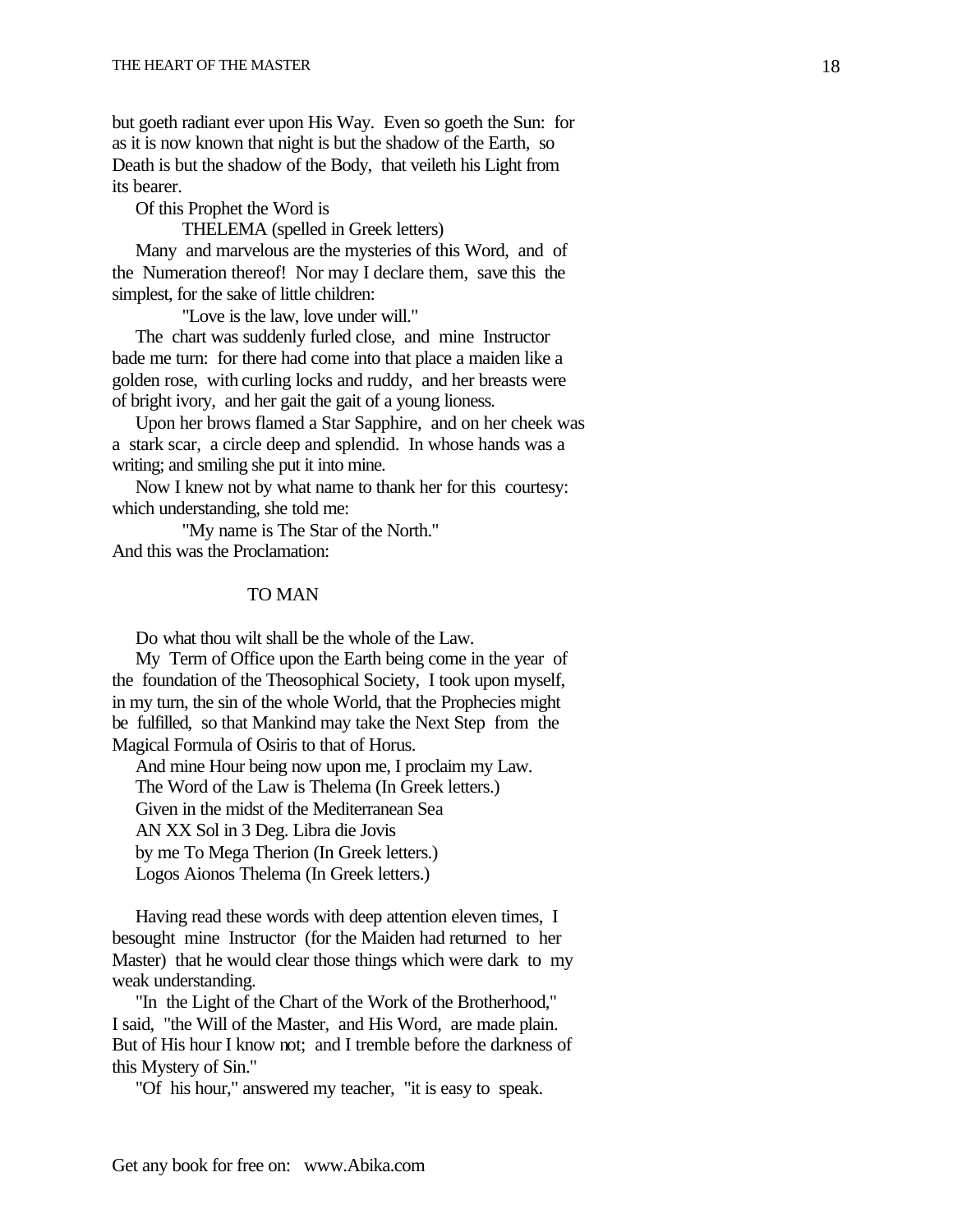but goeth radiant ever upon His Way. Even so goeth the Sun: for as it is now known that night is but the shadow of the Earth, so Death is but the shadow of the Body, that veileth his Light from its bearer.

Of this Prophet the Word is

THELEMA (spelled in Greek letters)

Many and marvelous are the mysteries of this Word, and of the Numeration thereof! Nor may I declare them, save this the simplest, for the sake of little children:

"Love is the law, love under will."

The chart was suddenly furled close, and mine Instructor bade me turn: for there had come into that place a maiden like a golden rose, with curling locks and ruddy, and her breasts were of bright ivory, and her gait the gait of a young lioness.

Upon her brows flamed a Star Sapphire, and on her cheek was a stark scar, a circle deep and splendid. In whose hands was a writing; and smiling she put it into mine.

Now I knew not by what name to thank her for this courtesy: which understanding, she told me:

"My name is The Star of the North."

And this was the Proclamation:

TO MAN

Do what thou wilt shall be the whole of the Law.

My Term of Office upon the Earth being come in the year of the foundation of the Theosophical Society, I took upon myself, in my turn, the sin of the whole World, that the Prophecies might be fulfilled, so that Mankind may take the Next Step from the Magical Formula of Osiris to that of Horus.

And mine Hour being now upon me, I proclaim my Law.

The Word of the Law is Thelema (In Greek letters.)

Given in the midst of the Mediterranean Sea

AN XX Sol in 3 Deg. Libra die Jovis

by me To Mega Therion (In Greek letters.)

Logos Aionos Thelema (In Greek letters.)

Having read these words with deep attention eleven times, I besought mine Instructor (for the Maiden had returned to her Master) that he would clear those things which were dark to my weak understanding.

"In the Light of the Chart of the Work of the Brotherhood," I said, "the Will of the Master, and His Word, are made plain. But of His hour I know not; and I tremble before the darkness of this Mystery of Sin."

"Of his hour," answered my teacher, "it is easy to speak.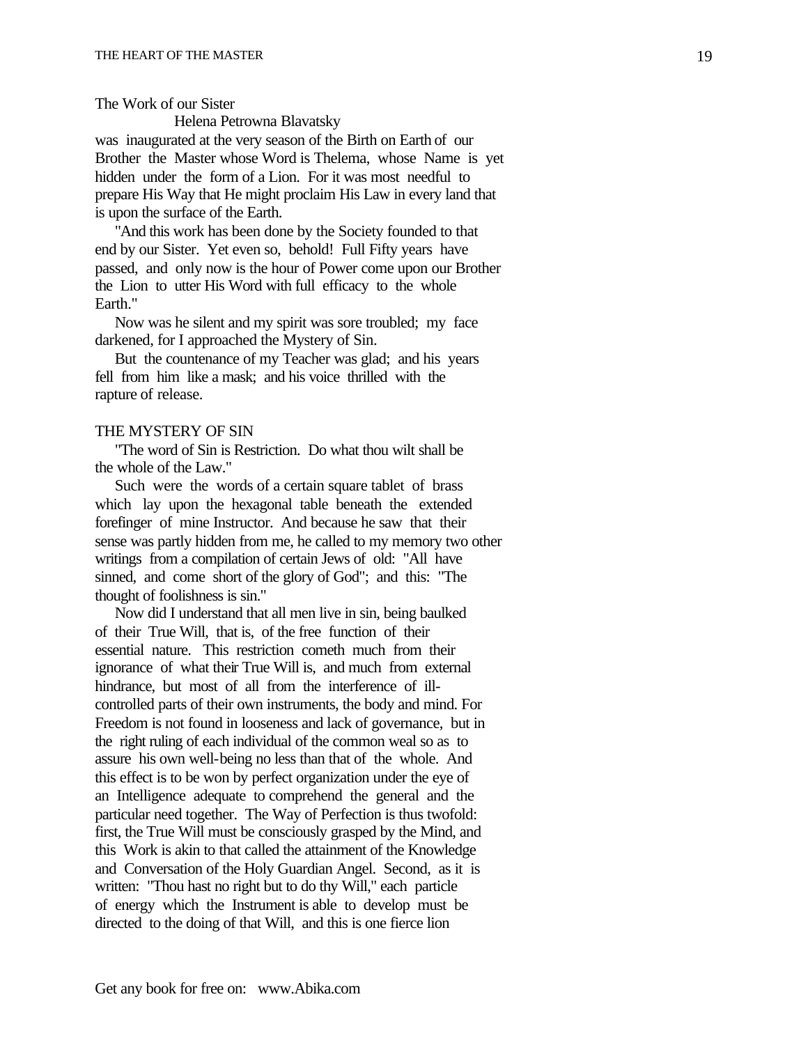The Work of our Sister

Helena Petrowna Blavatsky

was inaugurated at the very season of the Birth on Earth of our Brother the Master whose Word is Thelema, whose Name is yet hidden under the form of a Lion. For it was most needful to prepare His Way that He might proclaim His Law in every land that is upon the surface of the Earth.

"And this work has been done by the Society founded to that end by our Sister. Yet even so, behold! Full Fifty years have passed, and only now is the hour of Power come upon our Brother the Lion to utter His Word with full efficacy to the whole Earth."

Now was he silent and my spirit was sore troubled; my face darkened, for I approached the Mystery of Sin.

But the countenance of my Teacher was glad; and his years fell from him like a mask; and his voice thrilled with the rapture of release.

## THE MYSTERY OF SIN

"The word of Sin is Restriction. Do what thou wilt shall be the whole of the Law."

Such were the words of a certain square tablet of brass which lay upon the hexagonal table beneath the extended forefinger of mine Instructor. And because he saw that their sense was partly hidden from me, he called to my memory two other writings from a compilation of certain Jews of old: "All have sinned, and come short of the glory of God"; and this: "The thought of foolishness is sin."

Now did I understand that all men live in sin, being baulked of their True Will, that is, of the free function of their essential nature. This restriction cometh much from their ignorance of what their True Will is, and much from external hindrance, but most of all from the interference of ill-controlled parts of their own instruments, the body and mind. For Freedom is not found in looseness and lack of governance, but in the right ruling of each individual of the common weal so as to assure his own well-being no less than that of the whole. And this effect is to be won by perfect organization under the eye of an Intelligence adequate to comprehend the general and the particular need together. The Way of Perfection is thus twofold: first, the True Will must be consciously grasped by the Mind, and this Work is akin to that called the attainment of the Knowledge and Conversation of the Holy Guardian Angel. Second, as it is written: "Thou hast no right but to do thy Will," each particle of energy which the Instrument is able to develop must be directed to the doing of that Will, and this is one fierce lion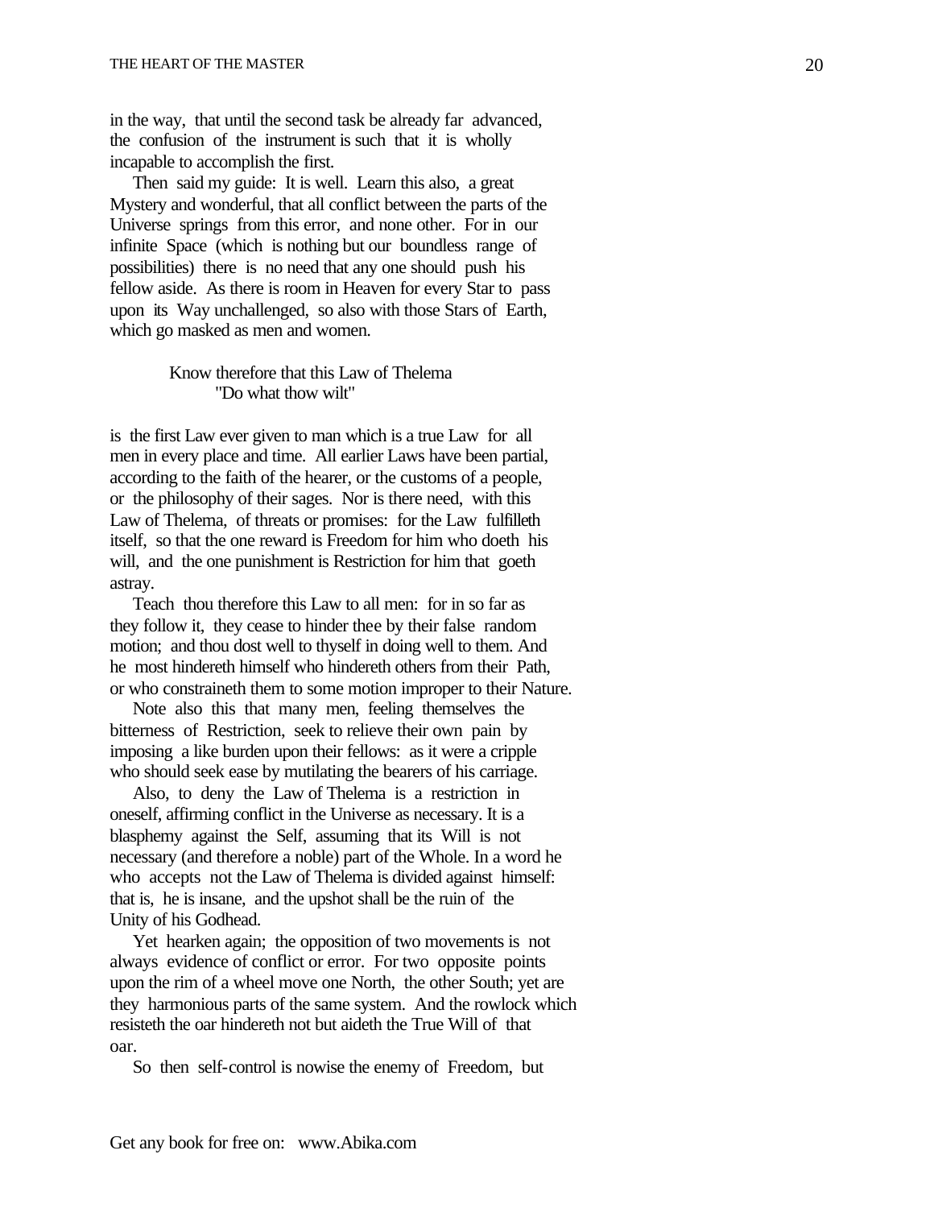in the way, that until the second task be already far advanced, the confusion of the instrument is such that it is wholly incapable to accomplish the first.

Then said my guide: It is well. Learn this also, a great Mystery and wonderful, that all conflict between the parts of the Universe springs from this error, and none other. For in our infinite Space (which is nothing but our boundless range of possibilities) there is no need that any one should push his fellow aside. As there is room in Heaven for every Star to pass upon its Way unchallenged, so also with those Stars of Earth, which go masked as men and women.

Know therefore that this Law of Thelema
"Do what thow wilt"

is the first Law ever given to man which is a true Law for all men in every place and time. All earlier Laws have been partial, according to the faith of the hearer, or the customs of a people, or the philosophy of their sages. Nor is there need, with this Law of Thelema, of threats or promises: for the Law fulfilleth itself, so that the one reward is Freedom for him who doeth his will, and the one punishment is Restriction for him that goeth astray.

Teach thou therefore this Law to all men: for in so far as they follow it, they cease to hinder thee by their false random motion; and thou dost well to thyself in doing well to them. And he most hindereth himself who hindereth others from their Path, or who constraineth them to some motion improper to their Nature.

Note also this that many men, feeling themselves the bitterness of Restriction, seek to relieve their own pain by imposing a like burden upon their fellows: as it were a cripple who should seek ease by mutilating the bearers of his carriage.

Also, to deny the Law of Thelema is a restriction in oneself, affirming conflict in the Universe as necessary. It is a blasphemy against the Self, assuming that its Will is not necessary (and therefore a noble) part of the Whole. In a word he who accepts not the Law of Thelema is divided against himself: that is, he is insane, and the upshot shall be the ruin of the Unity of his Godhead.

Yet hearken again; the opposition of two movements is not always evidence of conflict or error. For two opposite points upon the rim of a wheel move one North, the other South; yet are they harmonious parts of the same system. And the rowlock which resisteth the oar hindereth not but aideth the True Will of that oar.

So then self-control is nowise the enemy of Freedom, but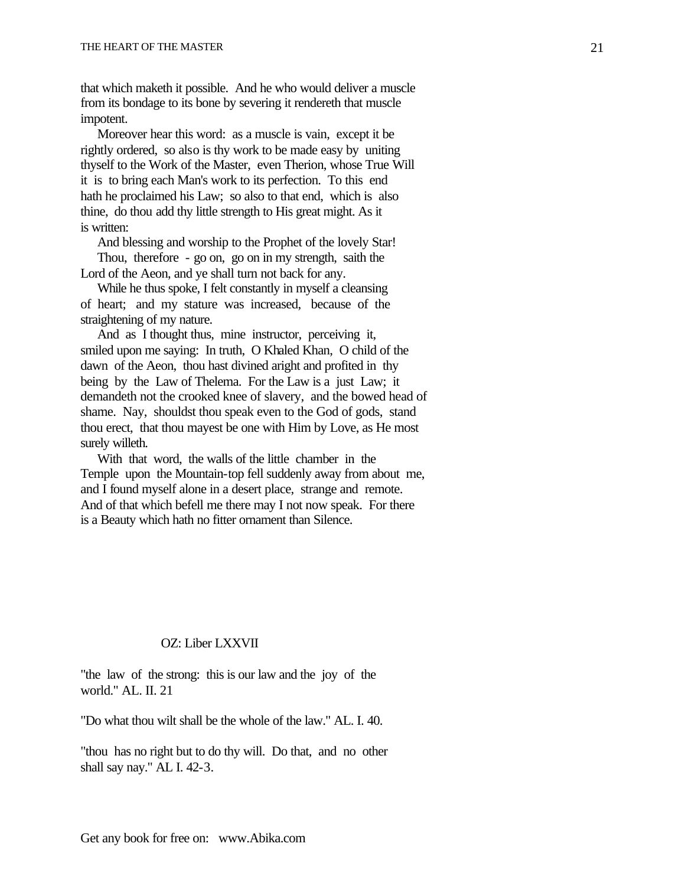that which maketh it possible. And he who would deliver a muscle from its bondage to its bone by severing it rendereth that muscle impotent.

Moreover hear this word: as a muscle is vain, except it be rightly ordered, so also is thy work to be made easy by uniting thyself to the Work of the Master, even Therion, whose True Will it is to bring each Man's work to its perfection. To this end hath he proclaimed his Law; so also to that end, which is also thine, do thou add thy little strength to His great might. As it is written:

And blessing and worship to the Prophet of the lovely Star!

Thou, therefore - go on, go on in my strength, saith the Lord of the Aeon, and ye shall turn not back for any.

While he thus spoke, I felt constantly in myself a cleansing of heart; and my stature was increased, because of the straightening of my nature.

And as I thought thus, mine instructor, perceiving it, smiled upon me saying: In truth, O Khaled Khan, O child of the dawn of the Aeon, thou hast divined aright and profited in thy being by the Law of Thelema. For the Law is a just Law; it demandeth not the crooked knee of slavery, and the bowed head of shame. Nay, shouldst thou speak even to the God of gods, stand thou erect, that thou mayest be one with Him by Love, as He most surely willeth.

With that word, the walls of the little chamber in the Temple upon the Mountain-top fell suddenly away from about me, and I found myself alone in a desert place, strange and remote. And of that which befell me there may I not now speak. For there is a Beauty which hath no fitter ornament than Silence.

## OZ: Liber LXXVII

"the law of the strong: this is our law and the joy of the world." AL. II. 21

"Do what thou wilt shall be the whole of the law." AL. I. 40.

"thou has no right but to do thy will. Do that, and no other shall say nay." AL I. 42-3.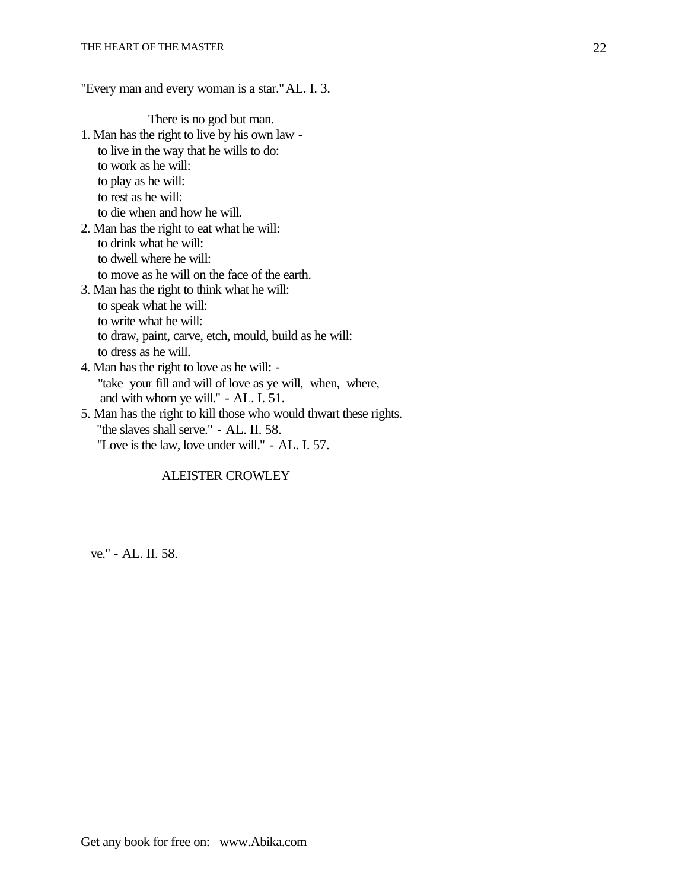"Every man and every woman is a star." AL. I. 3.

There is no god but man.

1. Man has the right to live by his own law -
   to live in the way that he wills to do:
   to work as he will:
   to play as he will:
   to rest as he will:
   to die when and how he will.
2. Man has the right to eat what he will:
   to drink what he will:
   to dwell where he will:
   to move as he will on the face of the earth.
3. Man has the right to think what he will:
   to speak what he will:
   to write what he will:
   to draw, paint, carve, etch, mould, build as he will:
   to dress as he will.
4. Man has the right to love as he will: -
   "take your fill and will of love as ye will, when, where,
   and with whom ye will." - AL. I. 51.
5. Man has the right to kill those who would thwart these rights.
   "the slaves shall serve." - AL. II. 58.
   "Love is the law, love under will." - AL. I. 57.

ALEISTER CROWLEY

ve." - AL. II. 58.

Get any book for free on: www.Abika.com